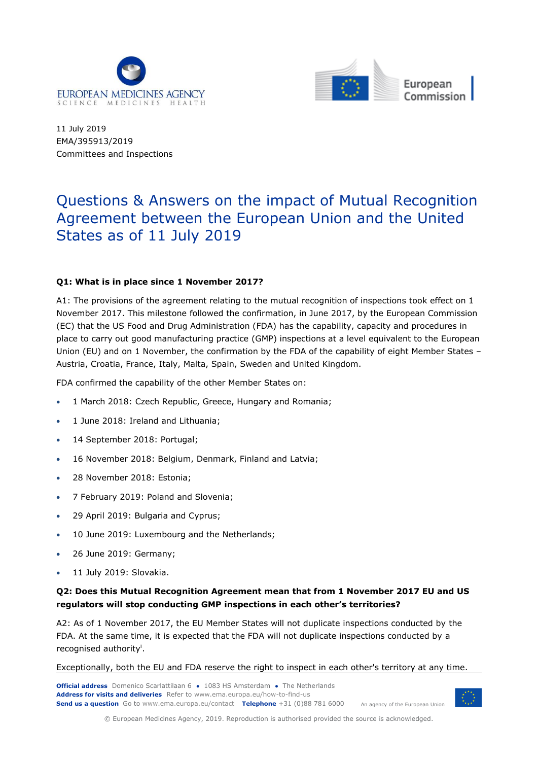EUROPEAN MEDICINES AGENCY
SCIENCE MEDICINES HEALTH

European Commission

11 July 2019
EMA/395913/2019
Committees and Inspections

# Questions & Answers on the impact of Mutual Recognition Agreement between the European Union and the United States as of 11 July 2019

### Q1: What is in place since 1 November 2017?

A1: The provisions of the agreement relating to the mutual recognition of inspections took effect on 1 November 2017. This milestone followed the confirmation, in June 2017, by the European Commission (EC) that the US Food and Drug Administration (FDA) has the capability, capacity and procedures in place to carry out good manufacturing practice (GMP) inspections at a level equivalent to the European Union (EU) and on 1 November, the confirmation by the FDA of the capability of eight Member States – Austria, Croatia, France, Italy, Malta, Spain, Sweden and United Kingdom.

FDA confirmed the capability of the other Member States on:

- 1 March 2018: Czech Republic, Greece, Hungary and Romania;
- 1 June 2018: Ireland and Lithuania;
- 14 September 2018: Portugal;
- 16 November 2018: Belgium, Denmark, Finland and Latvia;
- 28 November 2018: Estonia;
- 7 February 2019: Poland and Slovenia;
- 29 April 2019: Bulgaria and Cyprus;
- 10 June 2019: Luxembourg and the Netherlands;
- 26 June 2019: Germany;
- 11 July 2019: Slovakia.

### Q2: Does this Mutual Recognition Agreement mean that from 1 November 2017 EU and US regulators will stop conducting GMP inspections in each other's territories?

A2: As of 1 November 2017, the EU Member States will not duplicate inspections conducted by the FDA. At the same time, it is expected that the FDA will not duplicate inspections conducted by a recognised authority[i].

Exceptionally, both the EU and FDA reserve the right to inspect in each other's territory at any time.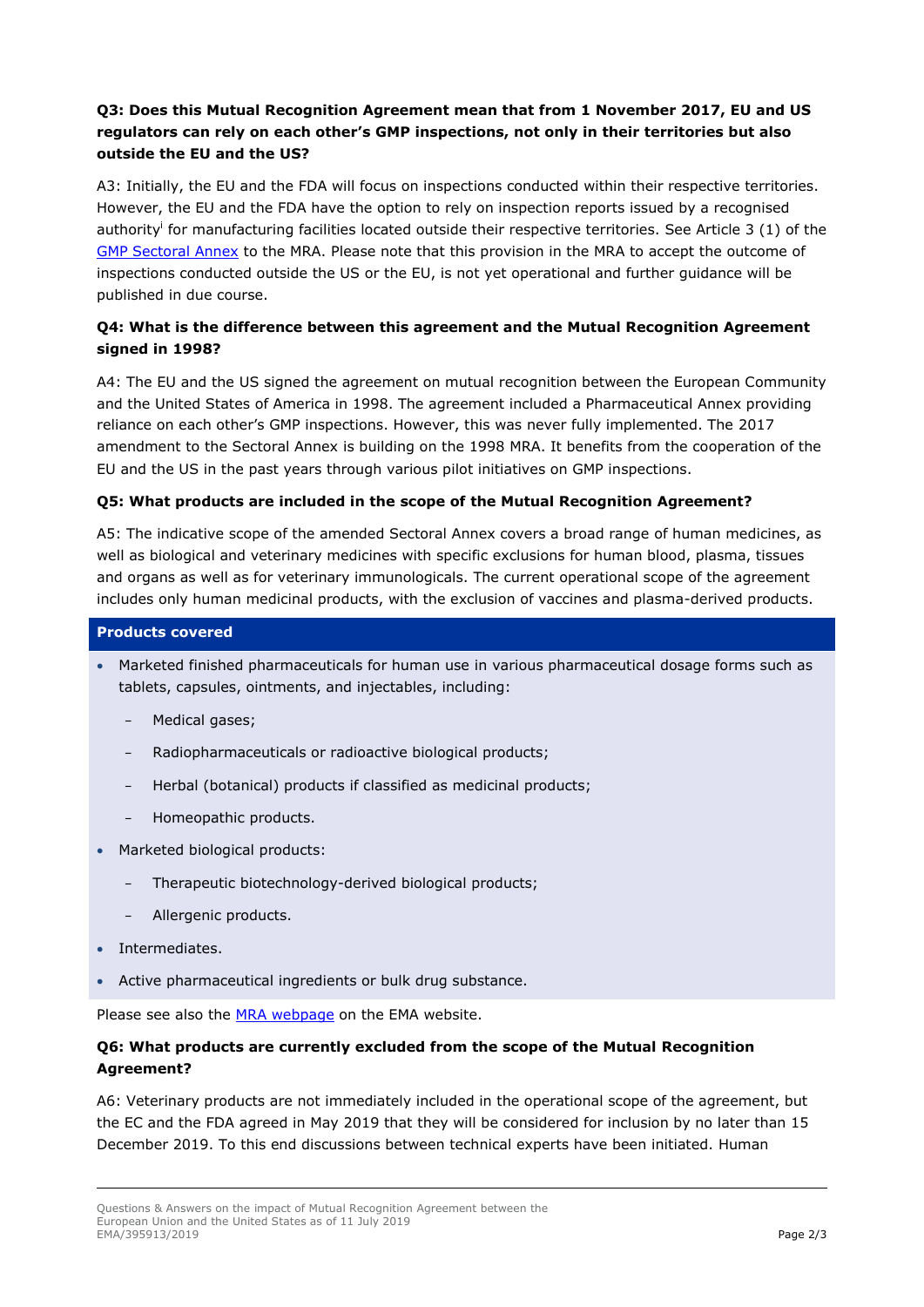**Q3: Does this Mutual Recognition Agreement mean that from 1 November 2017, EU and US regulators can rely on each other's GMP inspections, not only in their territories but also outside the EU and the US?**

A3: Initially, the EU and the FDA will focus on inspections conducted within their respective territories. However, the EU and the FDA have the option to rely on inspection reports issued by a recognised authority[i] for manufacturing facilities located outside their respective territories. See Article 3 (1) of the [GMP Sectoral Annex](#) to the MRA. Please note that this provision in the MRA to accept the outcome of inspections conducted outside the US or the EU, is not yet operational and further guidance will be published in due course.

**Q4: What is the difference between this agreement and the Mutual Recognition Agreement signed in 1998?**

A4: The EU and the US signed the agreement on mutual recognition between the European Community and the United States of America in 1998. The agreement included a Pharmaceutical Annex providing reliance on each other's GMP inspections. However, this was never fully implemented. The 2017 amendment to the Sectoral Annex is building on the 1998 MRA. It benefits from the cooperation of the EU and the US in the past years through various pilot initiatives on GMP inspections.

**Q5: What products are included in the scope of the Mutual Recognition Agreement?**

A5: The indicative scope of the amended Sectoral Annex covers a broad range of human medicines, as well as biological and veterinary medicines with specific exclusions for human blood, plasma, tissues and organs as well as for veterinary immunologicals. The current operational scope of the agreement includes only human medicinal products, with the exclusion of vaccines and plasma-derived products.

**Products covered**

- Marketed finished pharmaceuticals for human use in various pharmaceutical dosage forms such as tablets, capsules, ointments, and injectables, including:
  - Medical gases;
  - Radiopharmaceuticals or radioactive biological products;
  - Herbal (botanical) products if classified as medicinal products;
  - Homeopathic products.
- Marketed biological products:
  - Therapeutic biotechnology-derived biological products;
  - Allergenic products.
- Intermediates.
- Active pharmaceutical ingredients or bulk drug substance.

Please see also the [MRA webpage](#) on the EMA website.

**Q6: What products are currently excluded from the scope of the Mutual Recognition Agreement?**

A6: Veterinary products are not immediately included in the operational scope of the agreement, but the EC and the FDA agreed in May 2019 that they will be considered for inclusion by no later than 15 December 2019. To this end discussions between technical experts have been initiated. Human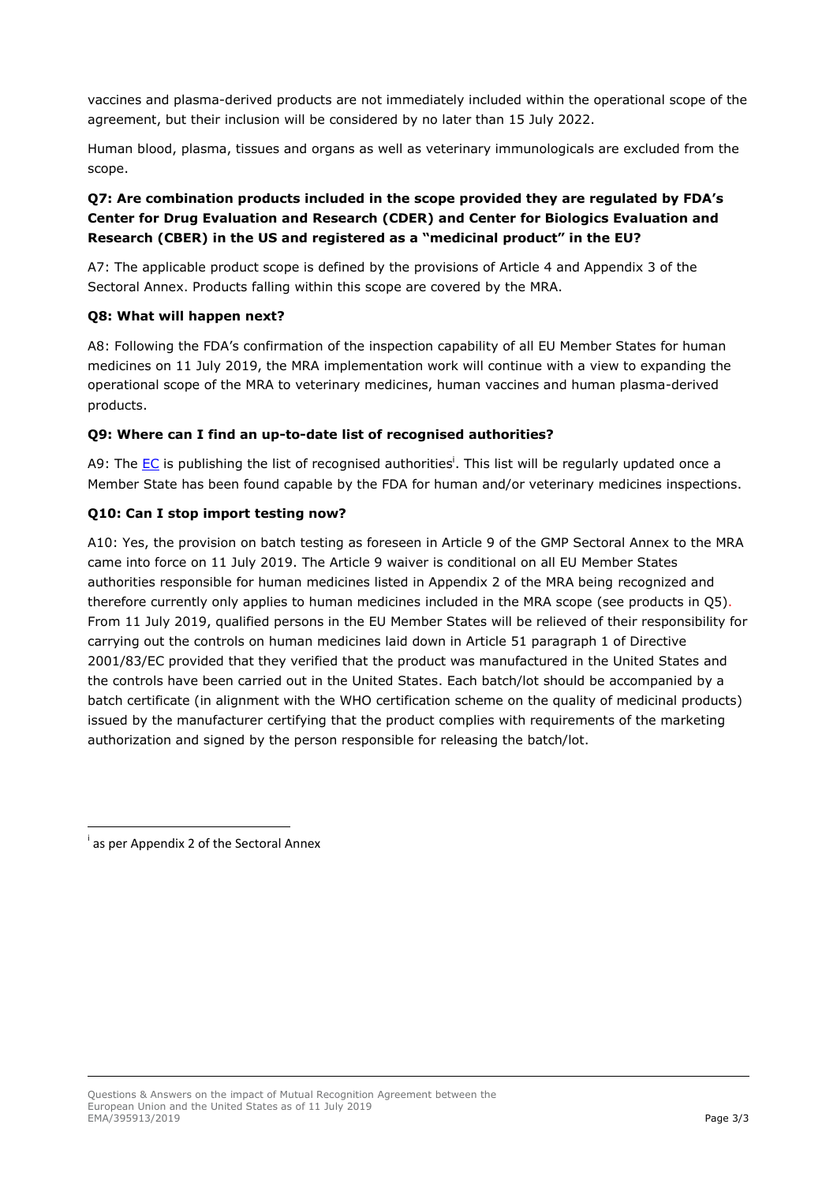vaccines and plasma-derived products are not immediately included within the operational scope of the agreement, but their inclusion will be considered by no later than 15 July 2022.

Human blood, plasma, tissues and organs as well as veterinary immunologicals are excluded from the scope.

**Q7: Are combination products included in the scope provided they are regulated by FDA's Center for Drug Evaluation and Research (CDER) and Center for Biologics Evaluation and Research (CBER) in the US and registered as a "medicinal product" in the EU?**

A7: The applicable product scope is defined by the provisions of Article 4 and Appendix 3 of the Sectoral Annex. Products falling within this scope are covered by the MRA.

**Q8: What will happen next?**

A8: Following the FDA's confirmation of the inspection capability of all EU Member States for human medicines on 11 July 2019, the MRA implementation work will continue with a view to expanding the operational scope of the MRA to veterinary medicines, human vaccines and human plasma-derived products.

**Q9: Where can I find an up-to-date list of recognised authorities?**

A9: The EC is publishing the list of recognised authorities[i]. This list will be regularly updated once a Member State has been found capable by the FDA for human and/or veterinary medicines inspections.

**Q10: Can I stop import testing now?**

A10: Yes, the provision on batch testing as foreseen in Article 9 of the GMP Sectoral Annex to the MRA came into force on 11 July 2019. The Article 9 waiver is conditional on all EU Member States authorities responsible for human medicines listed in Appendix 2 of the MRA being recognized and therefore currently only applies to human medicines included in the MRA scope (see products in Q5). From 11 July 2019, qualified persons in the EU Member States will be relieved of their responsibility for carrying out the controls on human medicines laid down in Article 51 paragraph 1 of Directive 2001/83/EC provided that they verified that the product was manufactured in the United States and the controls have been carried out in the United States. Each batch/lot should be accompanied by a batch certificate (in alignment with the WHO certification scheme on the quality of medicinal products) issued by the manufacturer certifying that the product complies with requirements of the marketing authorization and signed by the person responsible for releasing the batch/lot.

---

[i] as per Appendix 2 of the Sectoral Annex